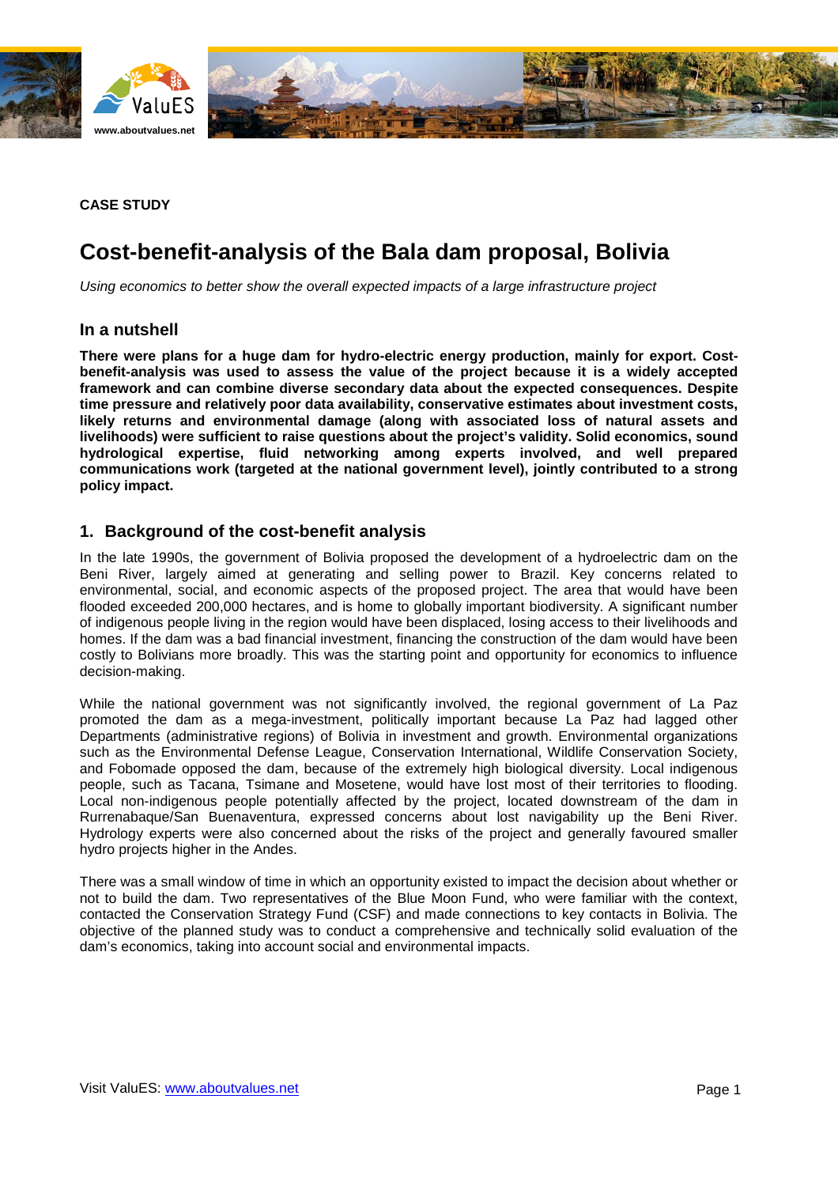**CASE STUDY**

# Cost-benefit-analysis of the Bala dam proposal, Bolivia

*Using economics to better show the overall expected impacts of a large infrastructure project*

## In a nutshell

**There were plans for a huge dam for hydro-electric energy production, mainly for export. Cost-benefit-analysis was used to assess the value of the project because it is a widely accepted framework and can combine diverse secondary data about the expected consequences. Despite time pressure and relatively poor data availability, conservative estimates about investment costs, likely returns and environmental damage (along with associated loss of natural assets and livelihoods) were sufficient to raise questions about the project's validity. Solid economics, sound hydrological expertise, fluid networking among experts involved, and well prepared communications work (targeted at the national government level), jointly contributed to a strong policy impact.**

## 1. Background of the cost-benefit analysis

In the late 1990s, the government of Bolivia proposed the development of a hydroelectric dam on the Beni River, largely aimed at generating and selling power to Brazil. Key concerns related to environmental, social, and economic aspects of the proposed project. The area that would have been flooded exceeded 200,000 hectares, and is home to globally important biodiversity. A significant number of indigenous people living in the region would have been displaced, losing access to their livelihoods and homes. If the dam was a bad financial investment, financing the construction of the dam would have been costly to Bolivians more broadly. This was the starting point and opportunity for economics to influence decision-making.

While the national government was not significantly involved, the regional government of La Paz promoted the dam as a mega-investment, politically important because La Paz had lagged other Departments (administrative regions) of Bolivia in investment and growth. Environmental organizations such as the Environmental Defense League, Conservation International, Wildlife Conservation Society, and Fobomade opposed the dam, because of the extremely high biological diversity. Local indigenous people, such as Tacana, Tsimane and Mosetene, would have lost most of their territories to flooding. Local non-indigenous people potentially affected by the project, located downstream of the dam in Rurrenabaque/San Buenaventura, expressed concerns about lost navigability up the Beni River. Hydrology experts were also concerned about the risks of the project and generally favoured smaller hydro projects higher in the Andes.

There was a small window of time in which an opportunity existed to impact the decision about whether or not to build the dam. Two representatives of the Blue Moon Fund, who were familiar with the context, contacted the Conservation Strategy Fund (CSF) and made connections to key contacts in Bolivia. The objective of the planned study was to conduct a comprehensive and technically solid evaluation of the dam's economics, taking into account social and environmental impacts.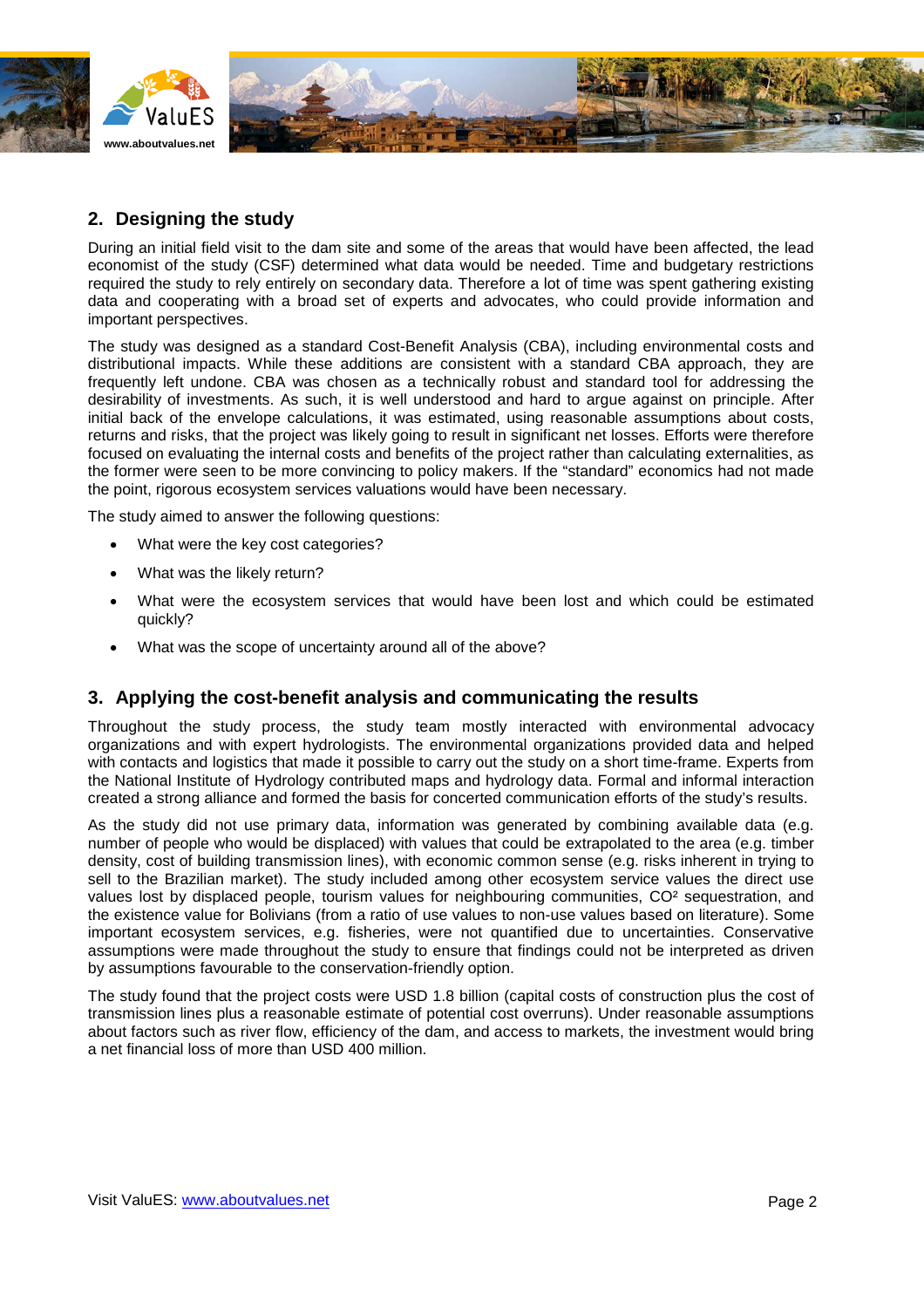## 2. Designing the study

During an initial field visit to the dam site and some of the areas that would have been affected, the lead economist of the study (CSF) determined what data would be needed. Time and budgetary restrictions required the study to rely entirely on secondary data. Therefore a lot of time was spent gathering existing data and cooperating with a broad set of experts and advocates, who could provide information and important perspectives.

The study was designed as a standard Cost-Benefit Analysis (CBA), including environmental costs and distributional impacts. While these additions are consistent with a standard CBA approach, they are frequently left undone. CBA was chosen as a technically robust and standard tool for addressing the desirability of investments. As such, it is well understood and hard to argue against on principle. After initial back of the envelope calculations, it was estimated, using reasonable assumptions about costs, returns and risks, that the project was likely going to result in significant net losses. Efforts were therefore focused on evaluating the internal costs and benefits of the project rather than calculating externalities, as the former were seen to be more convincing to policy makers. If the "standard" economics had not made the point, rigorous ecosystem services valuations would have been necessary.

The study aimed to answer the following questions:

- What were the key cost categories?
- What was the likely return?
- What were the ecosystem services that would have been lost and which could be estimated quickly?
- What was the scope of uncertainty around all of the above?

## 3. Applying the cost-benefit analysis and communicating the results

Throughout the study process, the study team mostly interacted with environmental advocacy organizations and with expert hydrologists. The environmental organizations provided data and helped with contacts and logistics that made it possible to carry out the study on a short time-frame. Experts from the National Institute of Hydrology contributed maps and hydrology data. Formal and informal interaction created a strong alliance and formed the basis for concerted communication efforts of the study's results.

As the study did not use primary data, information was generated by combining available data (e.g. number of people who would be displaced) with values that could be extrapolated to the area (e.g. timber density, cost of building transmission lines), with economic common sense (e.g. risks inherent in trying to sell to the Brazilian market). The study included among other ecosystem service values the direct use values lost by displaced people, tourism values for neighbouring communities, $CO^2$ sequestration, and the existence value for Bolivians (from a ratio of use values to non-use values based on literature). Some important ecosystem services, e.g. fisheries, were not quantified due to uncertainties. Conservative assumptions were made throughout the study to ensure that findings could not be interpreted as driven by assumptions favourable to the conservation-friendly option.

The study found that the project costs were USD 1.8 billion (capital costs of construction plus the cost of transmission lines plus a reasonable estimate of potential cost overruns). Under reasonable assumptions about factors such as river flow, efficiency of the dam, and access to markets, the investment would bring a net financial loss of more than USD 400 million.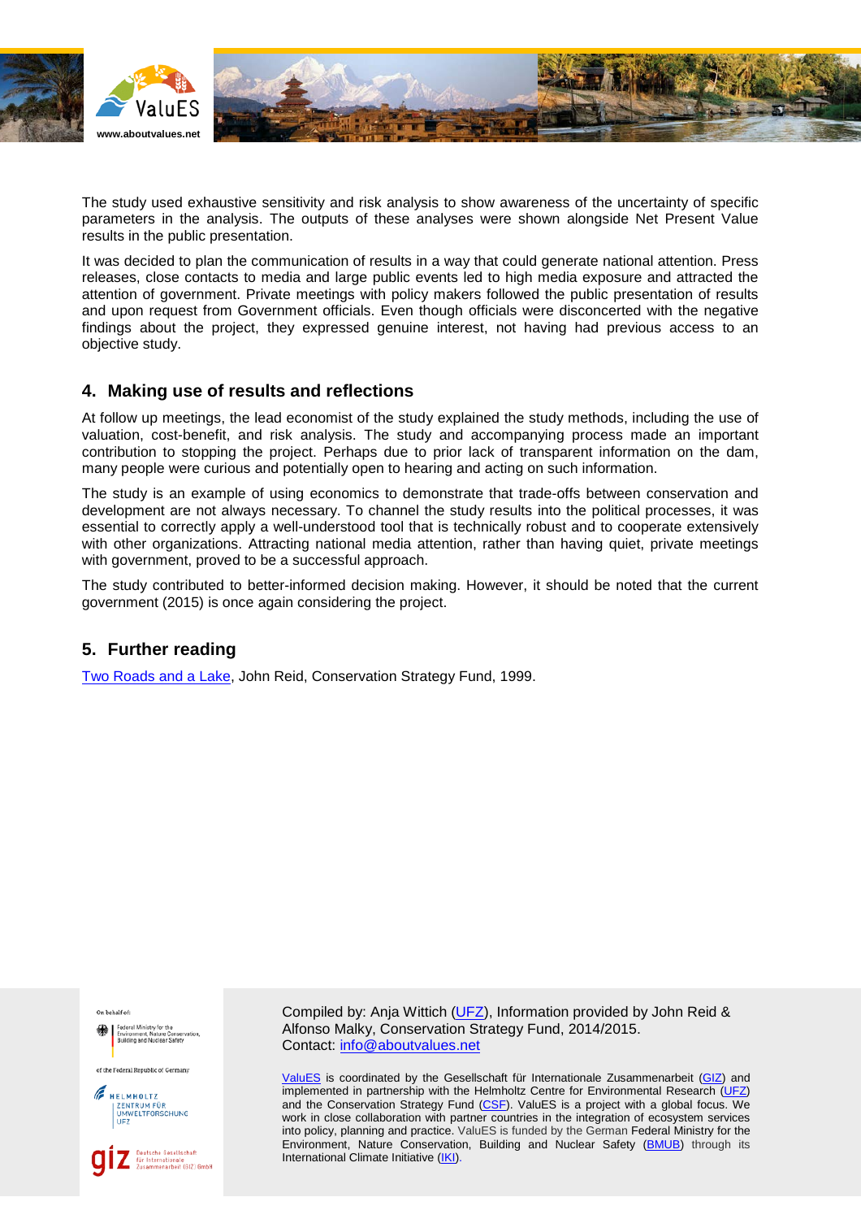The study used exhaustive sensitivity and risk analysis to show awareness of the uncertainty of specific parameters in the analysis. The outputs of these analyses were shown alongside Net Present Value results in the public presentation.

It was decided to plan the communication of results in a way that could generate national attention. Press releases, close contacts to media and large public events led to high media exposure and attracted the attention of government. Private meetings with policy makers followed the public presentation of results and upon request from Government officials. Even though officials were disconcerted with the negative findings about the project, they expressed genuine interest, not having had previous access to an objective study.

## 4. Making use of results and reflections

At follow up meetings, the lead economist of the study explained the study methods, including the use of valuation, cost-benefit, and risk analysis. The study and accompanying process made an important contribution to stopping the project. Perhaps due to prior lack of transparent information on the dam, many people were curious and potentially open to hearing and acting on such information.

The study is an example of using economics to demonstrate that trade-offs between conservation and development are not always necessary. To channel the study results into the political processes, it was essential to correctly apply a well-understood tool that is technically robust and to cooperate extensively with other organizations. Attracting national media attention, rather than having quiet, private meetings with government, proved to be a successful approach.

The study contributed to better-informed decision making. However, it should be noted that the current government (2015) is once again considering the project.

## 5. Further reading

Two Roads and a Lake, John Reid, Conservation Strategy Fund, 1999.

Compiled by: Anja Wittich (UFZ), Information provided by John Reid & Alfonso Malky, Conservation Strategy Fund, 2014/2015.
Contact: info@aboutvalues.net

ValuES is coordinated by the Gesellschaft für Internationale Zusammenarbeit (GIZ) and implemented in partnership with the Helmholtz Centre for Environmental Research (UFZ) and the Conservation Strategy Fund (CSF). ValuES is a project with a global focus. We work in close collaboration with partner countries in the integration of ecosystem services into policy, planning and practice. ValuES is funded by the German Federal Ministry for the Environment, Nature Conservation, Building and Nuclear Safety (BMUB) through its International Climate Initiative (IKI).